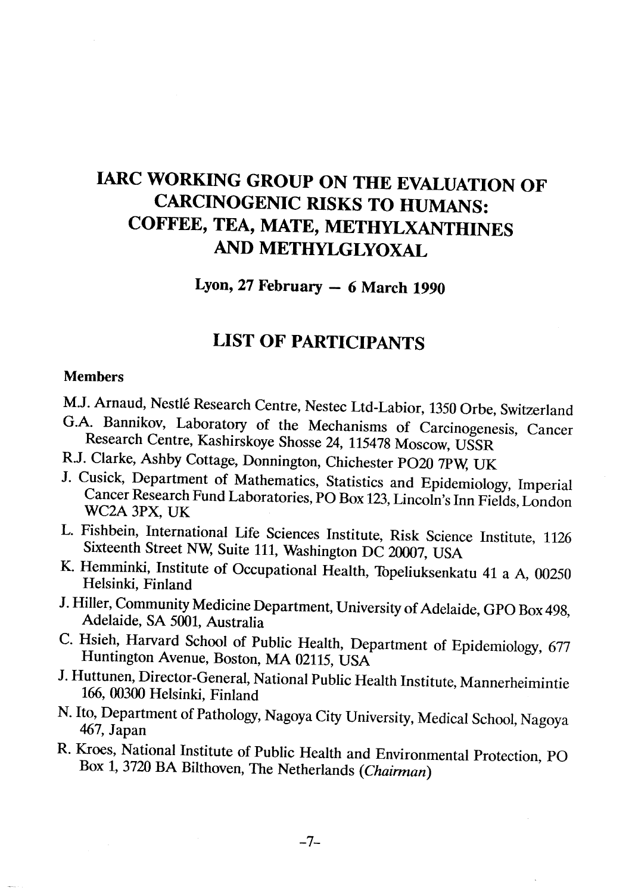# IARC WORKING GROUP ON THE EVALUATION OF CARCINOGENIC RISKS TO HUMANS: COFFEE, TEA, MATE, METHYLXANTHINES AND METHYLGLYOXAL

**Lyon, 27 February – 6 March 1990**

## LIST OF PARTICIPANTS

### Members

M.J. Arnaud, Nestlé Research Centre, Nestec Ltd-Labior, 1350 Orbe, Switzerland

G.A. Bannikov, Laboratory of the Mechanisms of Carcinogenesis, Cancer Research Centre, Kashirskoye Shosse 24, 115478 Moscow, USSR

R.J. Clarke, Ashby Cottage, Donnington, Chichester PO20 7PW, UK

J. Cusick, Department of Mathematics, Statistics and Epidemiology, Imperial Cancer Research Fund Laboratories, PO Box 123, Lincoln's Inn Fields, London WC2A 3PX, UK

L. Fishbein, International Life Sciences Institute, Risk Science Institute, 1126 Sixteenth Street NW, Suite 111, Washington DC 20007, USA

K. Hemminki, Institute of Occupational Health, Topeliuksenkatu 41 a A, 00250 Helsinki, Finland

J. Hiller, Community Medicine Department, University of Adelaide, GPO Box 498, Adelaide, SA 5001, Australia

C. Hsieh, Harvard School of Public Health, Department of Epidemiology, 677 Huntington Avenue, Boston, MA 02115, USA

J. Huttunen, Director-General, National Public Health Institute, Mannerheimintie 166, 00300 Helsinki, Finland

N. Ito, Department of Pathology, Nagoya City University, Medical School, Nagoya 467, Japan

R. Kroes, National Institute of Public Health and Environmental Protection, PO Box 1, 3720 BA Bilthoven, The Netherlands (*Chairman*)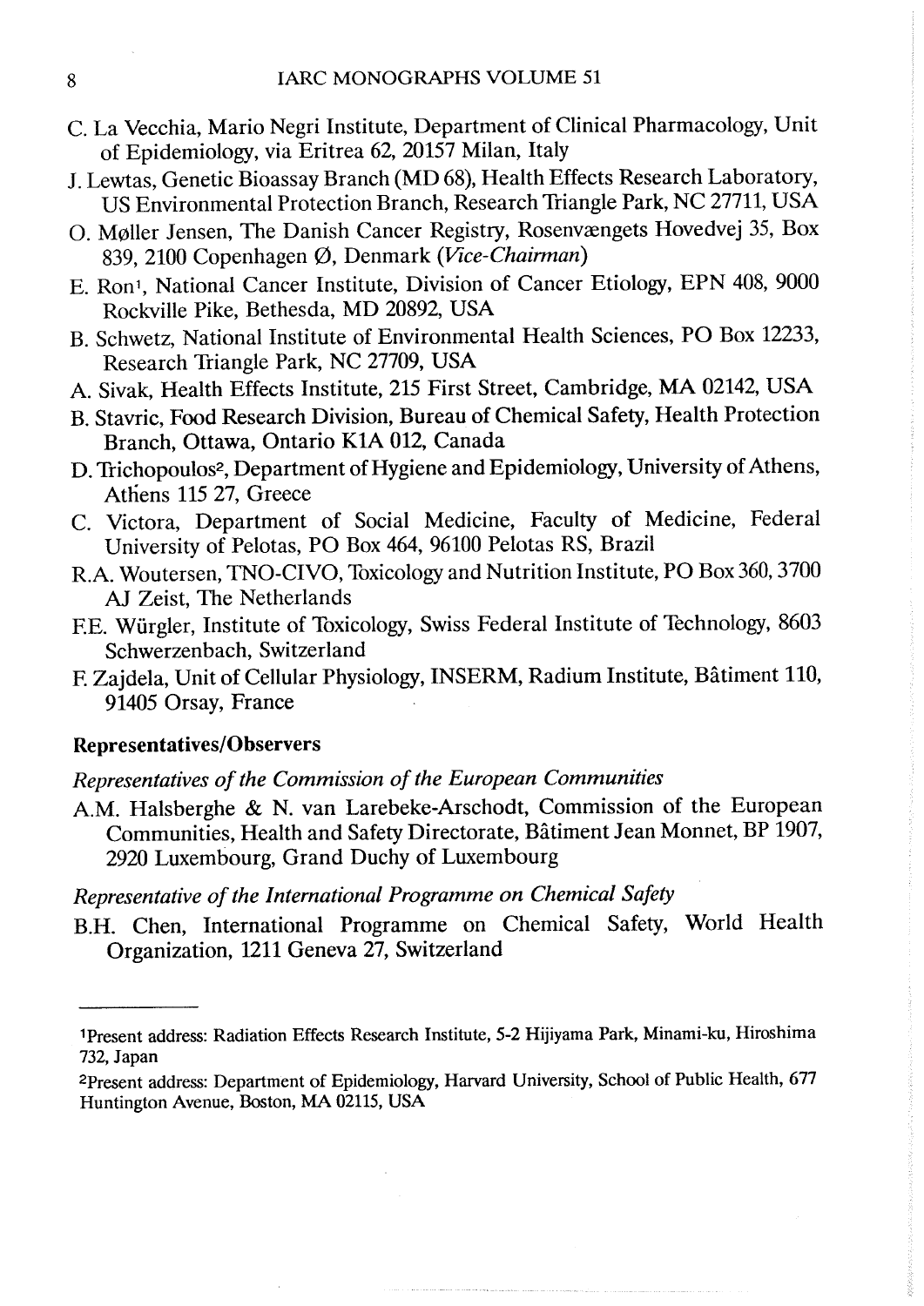C. La Vecchia, Mario Negri Institute, Department of Clinical Pharmacology, Unit of Epidemiology, via Eritrea 62, 20157 Milan, Italy

J. Lewtas, Genetic Bioassay Branch (MD 68), Health Effects Research Laboratory, US Environmental Protection Branch, Research Triangle Park, NC 27711, USA

O. Møller Jensen, The Danish Cancer Registry, Rosenvængets Hovedvej 35, Box 839, 2100 Copenhagen Ø, Denmark (*Vice-Chairman*)

E. Ron[1], National Cancer Institute, Division of Cancer Etiology, EPN 408, 9000 Rockville Pike, Bethesda, MD 20892, USA

B. Schwetz, National Institute of Environmental Health Sciences, PO Box 12233, Research Triangle Park, NC 27709, USA

A. Sivak, Health Effects Institute, 215 First Street, Cambridge, MA 02142, USA

B. Stavric, Food Research Division, Bureau of Chemical Safety, Health Protection Branch, Ottawa, Ontario K1A 012, Canada

D. Trichopoulos[2], Department of Hygiene and Epidemiology, University of Athens, Athens 115 27, Greece

C. Victora, Department of Social Medicine, Faculty of Medicine, Federal University of Pelotas, PO Box 464, 96100 Pelotas RS, Brazil

R.A. Woutersen, TNO-CIVO, Toxicology and Nutrition Institute, PO Box 360, 3700 AJ Zeist, The Netherlands

F.E. Würgler, Institute of Toxicology, Swiss Federal Institute of Technology, 8603 Schwerzenbach, Switzerland

F. Zajdela, Unit of Cellular Physiology, INSERM, Radium Institute, Bâtiment 110, 91405 Orsay, France

**Representatives/Observers**

*Representatives of the Commission of the European Communities*

A.M. Halsberghe & N. van Larebeke-Arschodt, Commission of the European Communities, Health and Safety Directorate, Bâtiment Jean Monnet, BP 1907, 2920 Luxembourg, Grand Duchy of Luxembourg

*Representative of the International Programme on Chemical Safety*

B.H. Chen, International Programme on Chemical Safety, World Health Organization, 1211 Geneva 27, Switzerland

---

[1]Present address: Radiation Effects Research Institute, 5-2 Hijiyama Park, Minami-ku, Hiroshima 732, Japan

[2]Present address: Department of Epidemiology, Harvard University, School of Public Health, 677 Huntington Avenue, Boston, MA 02115, USA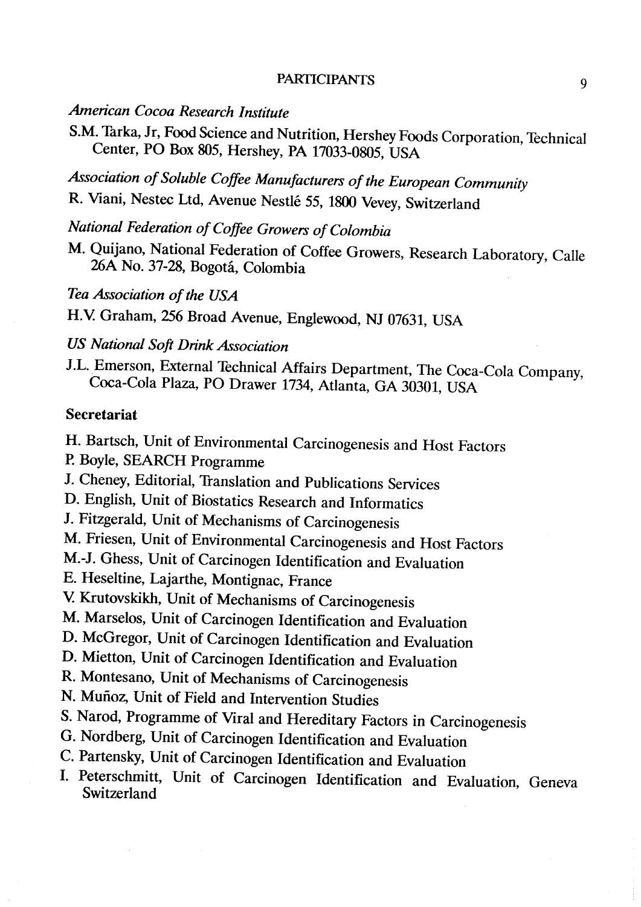*American Cocoa Research Institute*

S.M. Tarka, Jr, Food Science and Nutrition, Hershey Foods Corporation, Technical Center, PO Box 805, Hershey, PA 17033-0805, USA

*Association of Soluble Coffee Manufacturers of the European Community*

R. Viani, Nestec Ltd, Avenue Nestlé 55, 1800 Vevey, Switzerland

*National Federation of Coffee Growers of Colombia*

M. Quijano, National Federation of Coffee Growers, Research Laboratory, Calle 26A No. 37-28, Bogotá, Colombia

*Tea Association of the USA*

H.V. Graham, 256 Broad Avenue, Englewood, NJ 07631, USA

*US National Soft Drink Association*

J.L. Emerson, External Technical Affairs Department, The Coca-Cola Company, Coca-Cola Plaza, PO Drawer 1734, Atlanta, GA 30301, USA

**Secretariat**

H. Bartsch, Unit of Environmental Carcinogenesis and Host Factors
P. Boyle, SEARCH Programme
J. Cheney, Editorial, Translation and Publications Services
D. English, Unit of Biostatics Research and Informatics
J. Fitzgerald, Unit of Mechanisms of Carcinogenesis
M. Friesen, Unit of Environmental Carcinogenesis and Host Factors
M.-J. Ghess, Unit of Carcinogen Identification and Evaluation
E. Heseltine, Lajarthe, Montignac, France
V. Krutovskikh, Unit of Mechanisms of Carcinogenesis
M. Marselos, Unit of Carcinogen Identification and Evaluation
D. McGregor, Unit of Carcinogen Identification and Evaluation
D. Mietton, Unit of Carcinogen Identification and Evaluation
R. Montesano, Unit of Mechanisms of Carcinogenesis
N. Muñoz, Unit of Field and Intervention Studies
S. Narod, Programme of Viral and Hereditary Factors in Carcinogenesis
G. Nordberg, Unit of Carcinogen Identification and Evaluation
C. Partensky, Unit of Carcinogen Identification and Evaluation
I. Peterschmitt, Unit of Carcinogen Identification and Evaluation, Geneva Switzerland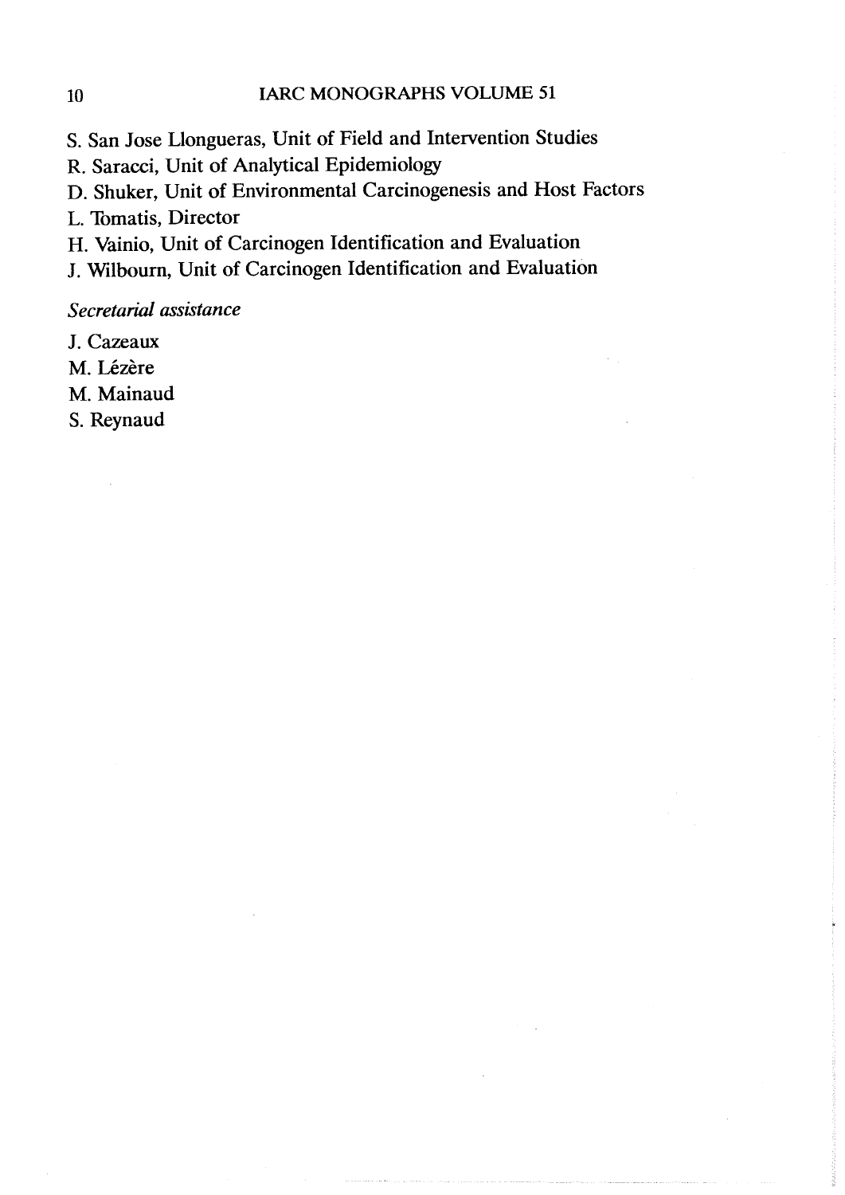S. San Jose Llongueras, Unit of Field and Intervention Studies
R. Saracci, Unit of Analytical Epidemiology
D. Shuker, Unit of Environmental Carcinogenesis and Host Factors
L. Tomatis, Director
H. Vainio, Unit of Carcinogen Identification and Evaluation
J. Wilbourn, Unit of Carcinogen Identification and Evaluation

*Secretarial assistance*

J. Cazeaux
M. Lézère
M. Mainaud
S. Reynaud